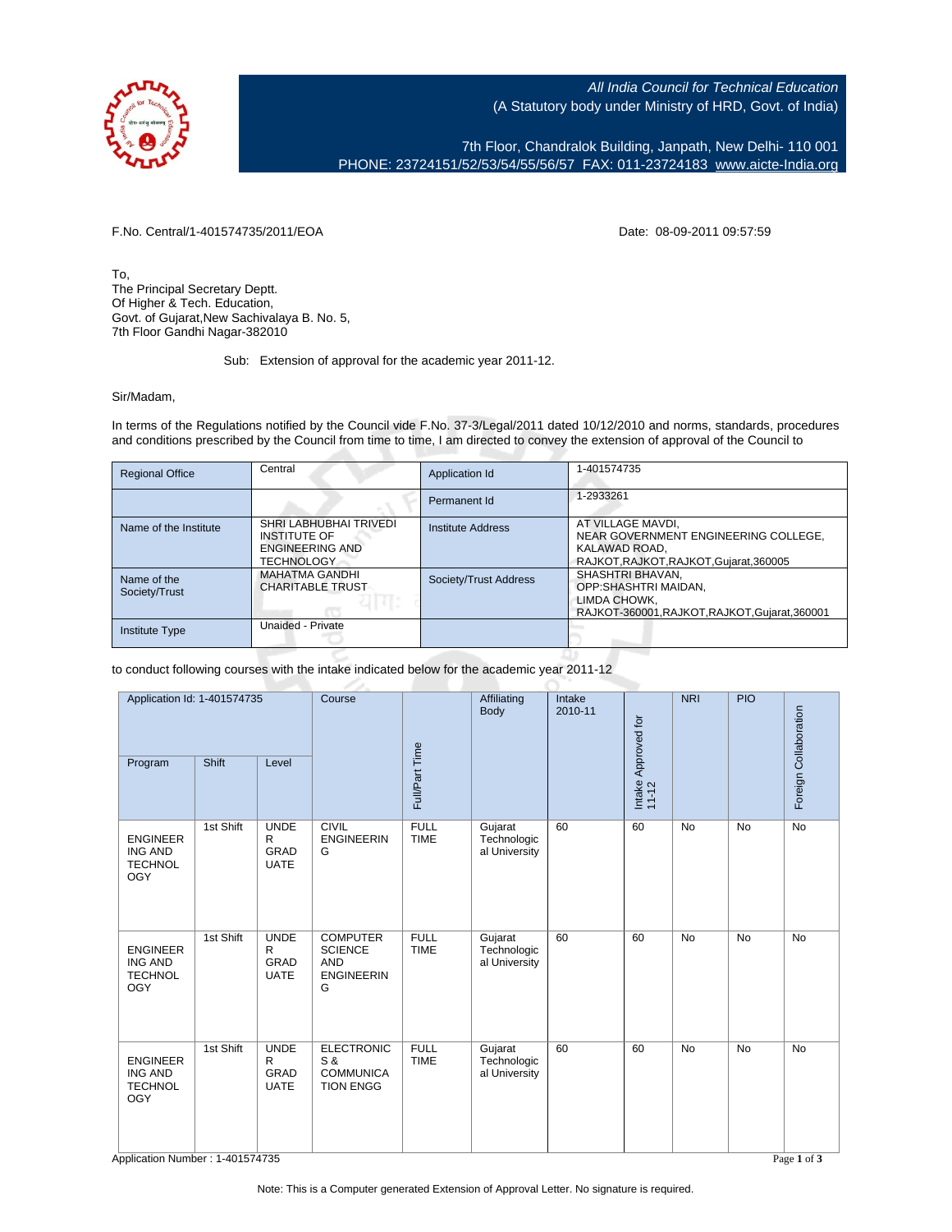All India Council for Technical Education
(A Statutory body under Ministry of HRD, Govt. of India)

7th Floor, Chandralok Building, Janpath, New Delhi- 110 001
PHONE: 23724151/52/53/54/55/56/57 FAX: 011-23724183 www.aicte-India.org

F.No. Central/1-401574735/2011/EOA

Date: 08-09-2011 09:57:59

To,
The Principal Secretary Deptt.
Of Higher & Tech. Education,
Govt. of Gujarat,New Sachivalaya B. No. 5,
7th Floor Gandhi Nagar-382010

Sub: Extension of approval for the academic year 2011-12.

Sir/Madam,

In terms of the Regulations notified by the Council vide F.No. 37-3/Legal/2011 dated 10/12/2010 and norms, standards, procedures and conditions prescribed by the Council from time to time, I am directed to convey the extension of approval of the Council to

| Regional Office | Central | Application Id | 1-401574735 |
|---|---|---|---|
| | | Permanent Id | 1-2933261 |
| Name of the Institute | SHRI LABHUBHAI TRIVEDI INSTITUTE OF ENGINEERING AND TECHNOLOGY | Institute Address | AT VILLAGE MAVDI, NEAR GOVERNMENT ENGINEERING COLLEGE, KALAWAD ROAD, RAJKOT,RAJKOT,RAJKOT,Gujarat,360005 |
| Name of the Society/Trust | MAHATMA GANDHI CHARITABLE TRUST | Society/Trust Address | SHASHTRI BHAVAN, OPP:SHASHTRI MAIDAN, LIMDA CHOWK, RAJKOT-360001,RAJKOT,RAJKOT,Gujarat,360001 |
| Institute Type | Unaided - Private | | |

to conduct following courses with the intake indicated below for the academic year 2011-12

| Application Id: 1-401574735 | | | Course | Full/Part Time | Affiliating Body | Intake 2010-11 | Intake Approved for 11-12 | NRI | PIO | Foreign Collaboration |
|---|---|---|---|---|---|---|---|---|---|---|
| Program | Shift | Level | | | | | | | | |
| ENGINEERING AND TECHNOLOGY | 1st Shift | UNDER GRADUATE | CIVIL ENGINEERING | FULL TIME | Gujarat Technological University | 60 | 60 | No | No | No |
| ENGINEERING AND TECHNOLOGY | 1st Shift | UNDER GRADUATE | COMPUTER SCIENCE AND ENGINEERING | FULL TIME | Gujarat Technological University | 60 | 60 | No | No | No |
| ENGINEERING AND TECHNOLOGY | 1st Shift | UNDER GRADUATE | ELECTRONICS & COMMUNICATION ENGG | FULL TIME | Gujarat Technological University | 60 | 60 | No | No | No |

Application Number : 1-401574735

Note: This is a Computer generated Extension of Approval Letter. No signature is required.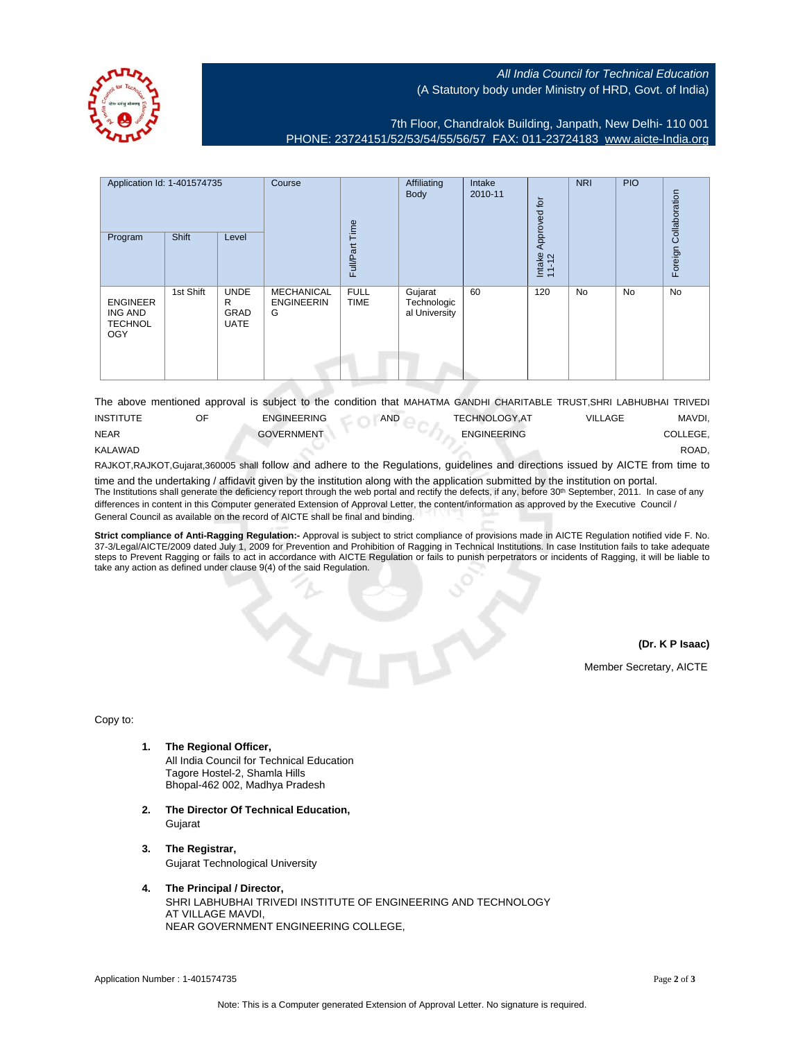All India Council for Technical Education
(A Statutory body under Ministry of HRD, Govt. of India)

7th Floor, Chandralok Building, Janpath, New Delhi- 110 001
PHONE: 23724151/52/53/54/55/56/57 FAX: 011-23724183 www.aicte-India.org

| Application Id: 1-401574735 | | | Course | Full/Part Time | Affiliating Body | Intake 2010-11 | Intake Approved for 11-12 | NRI | PIO | Foreign Collaboration |
|---|---|---|---|---|---|---|---|---|---|---|
| Program | Shift | Level | | | | | | | | |
| ENGINEERING AND TECHNOLOGY | 1st Shift | UNDER GRADUATE | MECHANICAL ENGINEERING | FULL TIME | Gujarat Technological University | 60 | 120 | No | No | No |

The above mentioned approval is subject to the condition that MAHATMA GANDHI CHARITABLE TRUST,SHRI LABHUBHAI TRIVEDI INSTITUTE OF ENGINEERING AND TECHNOLOGY,AT VILLAGE MAVDI, NEAR GOVERNMENT ENGINEERING COLLEGE, KALAWAD ROAD, RAJKOT,RAJKOT,Gujarat,360005 shall follow and adhere to the Regulations, guidelines and directions issued by AICTE from time to time and the undertaking / affidavit given by the institution along with the application submitted by the institution on portal.
The Institutions shall generate the deficiency report through the web portal and rectify the defects, if any, before 30th September, 2011. In case of any differences in content in this Computer generated Extension of Approval Letter, the content/information as approved by the Executive Council / General Council as available on the record of AICTE shall be final and binding.

**Strict compliance of Anti-Ragging Regulation:-** Approval is subject to strict compliance of provisions made in AICTE Regulation notified vide F. No. 37-3/Legal/AICTE/2009 dated July 1, 2009 for Prevention and Prohibition of Ragging in Technical Institutions. In case Institution fails to take adequate steps to Prevent Ragging or fails to act in accordance with AICTE Regulation or fails to punish perpetrators or incidents of Ragging, it will be liable to take any action as defined under clause 9(4) of the said Regulation.

**(Dr. K P Isaac)**

Member Secretary, AICTE

Copy to:

1. **The Regional Officer,**
   All India Council for Technical Education
   Tagore Hostel-2, Shamla Hills
   Bhopal-462 002, Madhya Pradesh

2. **The Director Of Technical Education,**
   Gujarat

3. **The Registrar,**
   Gujarat Technological University

4. **The Principal / Director,**
   SHRI LABHUBHAI TRIVEDI INSTITUTE OF ENGINEERING AND TECHNOLOGY
   AT VILLAGE MAVDI,
   NEAR GOVERNMENT ENGINEERING COLLEGE,

Application Number : 1-401574735

Note: This is a Computer generated Extension of Approval Letter. No signature is required.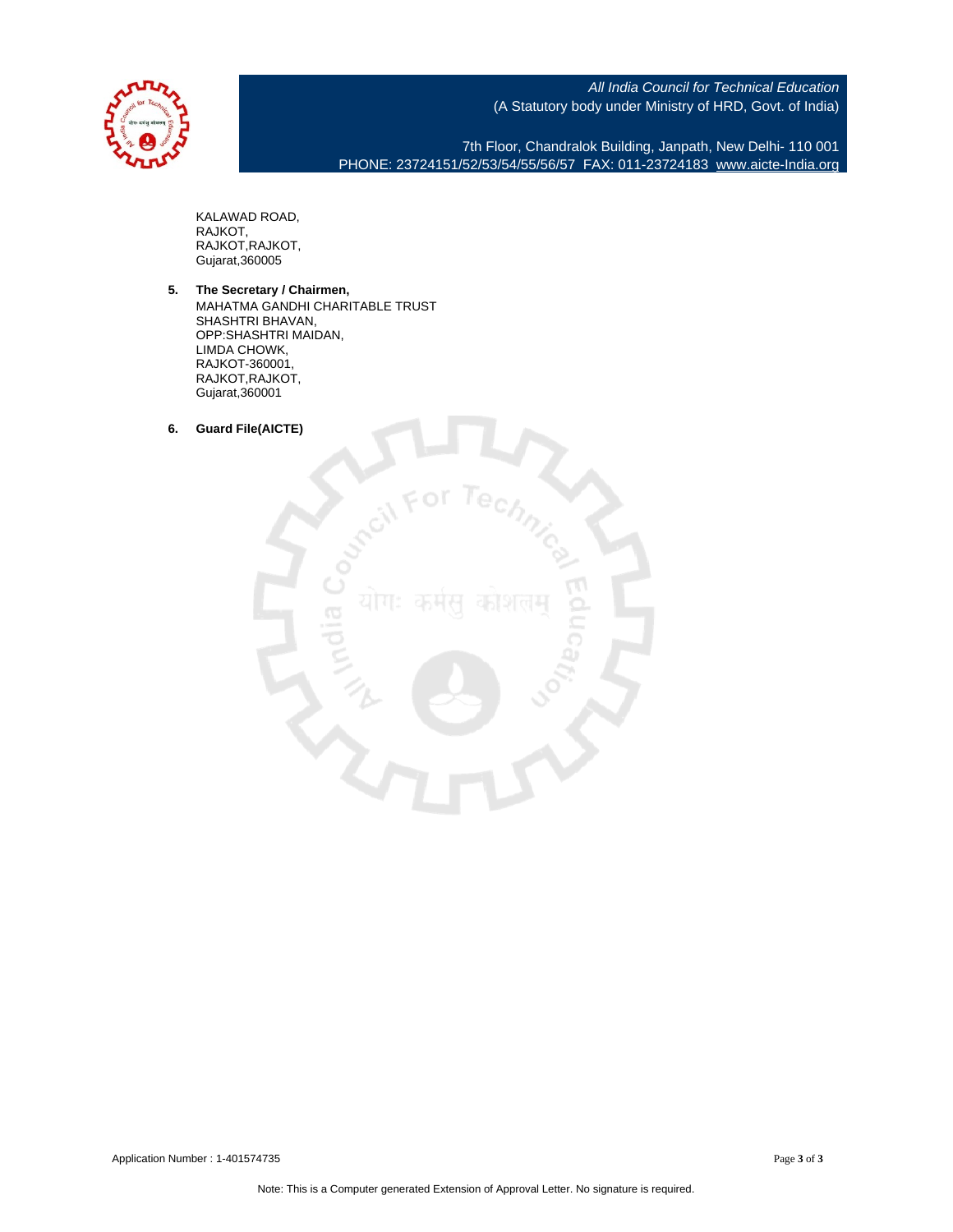KALAWAD ROAD,
RAJKOT,
RAJKOT,RAJKOT,
Gujarat,360005

5. **The Secretary / Chairmen,**
MAHATMA GANDHI CHARITABLE TRUST
SHASHTRI BHAVAN,
OPP:SHASHTRI MAIDAN,
LIMDA CHOWK,
RAJKOT-360001,
RAJKOT,RAJKOT,
Gujarat,360001

6. **Guard File(AICTE)**

Application Number : 1-401574735

Note: This is a Computer generated Extension of Approval Letter. No signature is required.